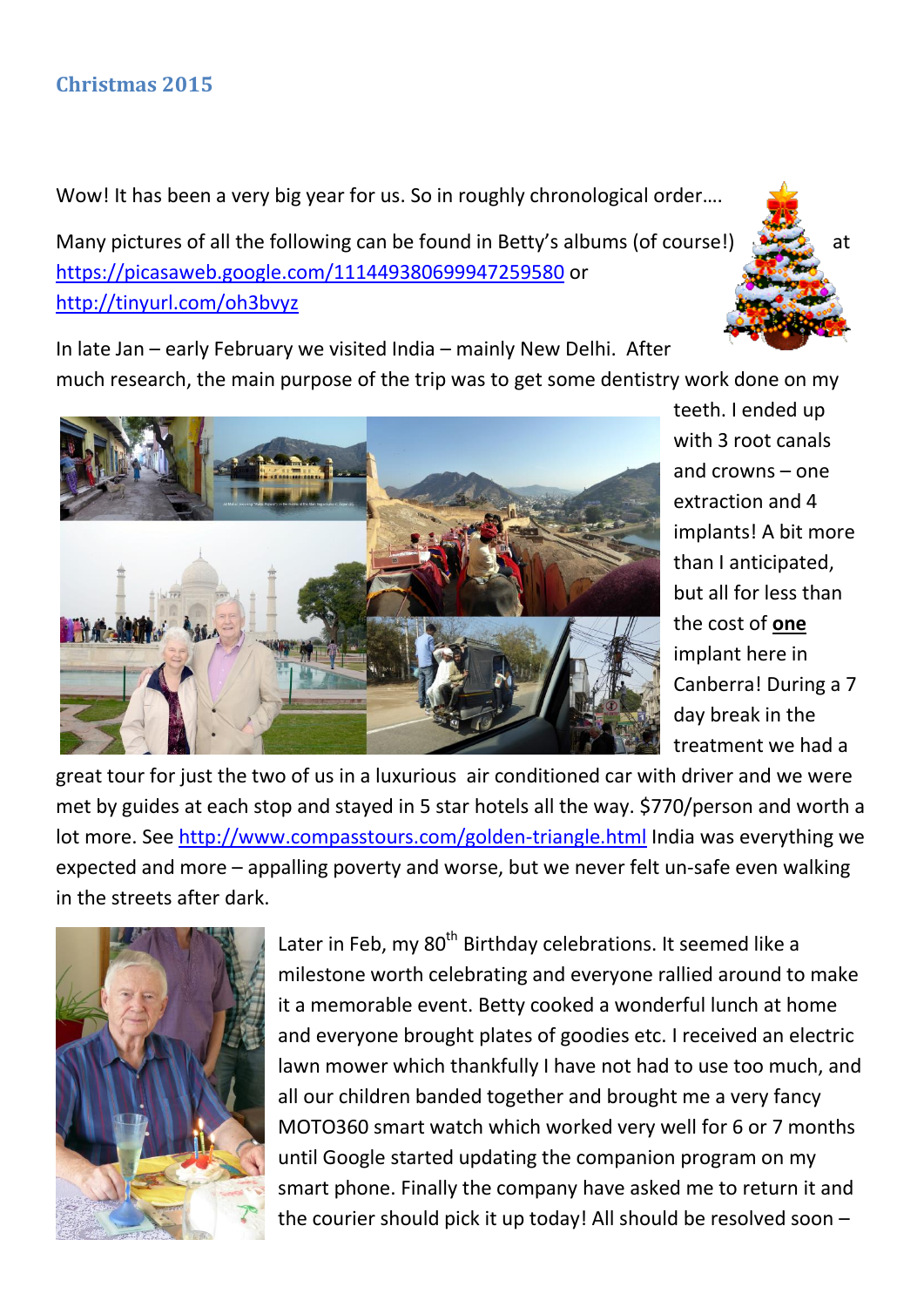## Christmas 2015

Wow! It has been a very big year for us. So in roughly chronological order….

Many pictures of all the following can be found in Betty's albums (of course!) at https://picasaweb.google.com/111449380699947259580 or http://tinyurl.com/oh3bvyz

In late Jan – early February we visited India – mainly New Delhi. After much research, the main purpose of the trip was to get some dentistry work done on my teeth. I ended up with 3 root canals and crowns – one extraction and 4 implants! A bit more than I anticipated, but all for less than the cost of **one** implant here in Canberra! During a 7 day break in the treatment we had a great tour for just the two of us in a luxurious air conditioned car with driver and we were met by guides at each stop and stayed in 5 star hotels all the way. $770/person and worth a lot more. See http://www.compasstours.com/golden-triangle.html India was everything we expected and more – appalling poverty and worse, but we never felt un-safe even walking in the streets after dark.

Later in Feb, my 80th Birthday celebrations. It seemed like a milestone worth celebrating and everyone rallied around to make it a memorable event. Betty cooked a wonderful lunch at home and everyone brought plates of goodies etc. I received an electric lawn mower which thankfully I have not had to use too much, and all our children banded together and brought me a very fancy MOTO360 smart watch which worked very well for 6 or 7 months until Google started updating the companion program on my smart phone. Finally the company have asked me to return it and the courier should pick it up today! All should be resolved soon –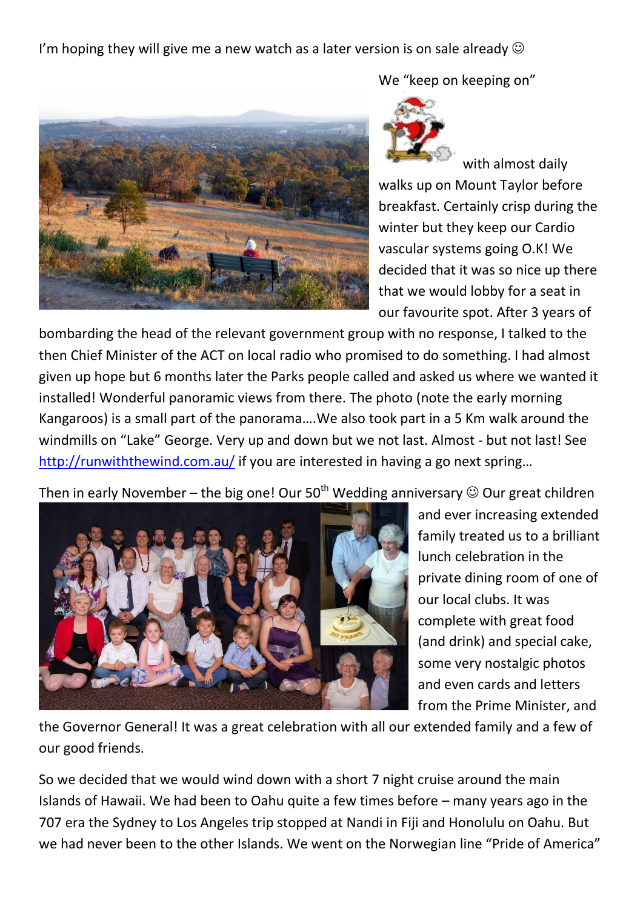I'm hoping they will give me a new watch as a later version is on sale already ☺

We "keep on keeping on" with almost daily walks up on Mount Taylor before breakfast. Certainly crisp during the winter but they keep our Cardio vascular systems going O.K! We decided that it was so nice up there that we would lobby for a seat in our favourite spot. After 3 years of bombarding the head of the relevant government group with no response, I talked to the then Chief Minister of the ACT on local radio who promised to do something. I had almost given up hope but 6 months later the Parks people called and asked us where we wanted it installed! Wonderful panoramic views from there. The photo (note the early morning Kangaroos) is a small part of the panorama….We also took part in a 5 Km walk around the windmills on "Lake" George. Very up and down but we not last. Almost - but not last! See http://runwiththewind.com.au/ if you are interested in having a go next spring…

Then in early November – the big one! Our 50th Wedding anniversary ☺ Our great children and ever increasing extended family treated us to a brilliant lunch celebration in the private dining room of one of our local clubs. It was complete with great food (and drink) and special cake, some very nostalgic photos and letters and even cards and letters from the Prime Minister, and the Governor General! It was a great celebration with all our extended family and a few of our good friends.

So we decided that we would wind down with a short 7 night cruise around the main Islands of Hawaii. We had been to Oahu quite a few times before – many years ago in the 707 era the Sydney to Los Angeles trip stopped at Nandi in Fiji and Honolulu on Oahu. But we had never been to the other Islands. We went on the Norwegian line "Pride of America"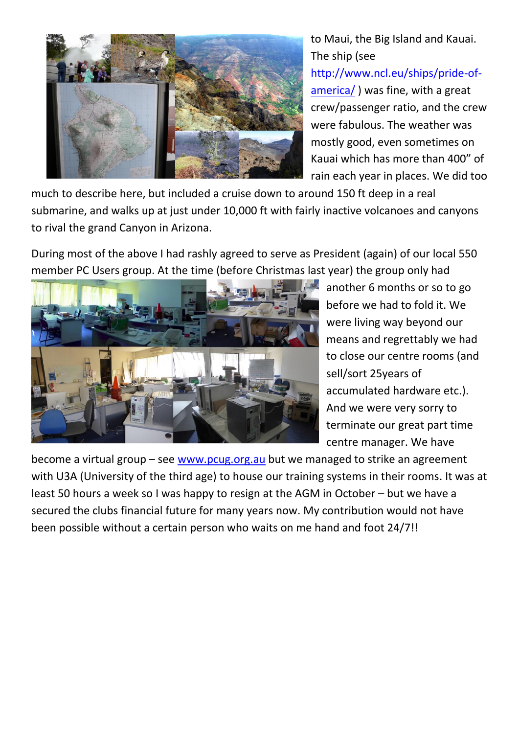to Maui, the Big Island and Kauai. The ship (see http://www.ncl.eu/ships/pride-of-america/ ) was fine, with a great crew/passenger ratio, and the crew were fabulous. The weather was mostly good, even sometimes on Kauai which has more than 400" of rain each year in places. We did too much to describe here, but included a cruise down to around 150 ft deep in a real submarine, and walks up at just under 10,000 ft with fairly inactive volcanoes and canyons to rival the grand Canyon in Arizona.

During most of the above I had rashly agreed to serve as President (again) of our local 550 member PC Users group. At the time (before Christmas last year) the group only had another 6 months or so to go before we had to fold it. We were living way beyond our means and regrettably we had to close our centre rooms (and sell/sort 25years of accumulated hardware etc.). And we were very sorry to terminate our great part time centre manager. We have become a virtual group – see www.pcug.org.au but we managed to strike an agreement with U3A (University of the third age) to house our training systems in their rooms. It was at least 50 hours a week so I was happy to resign at the AGM in October – but we have a secured the clubs financial future for many years now. My contribution would not have been possible without a certain person who waits on me hand and foot 24/7!!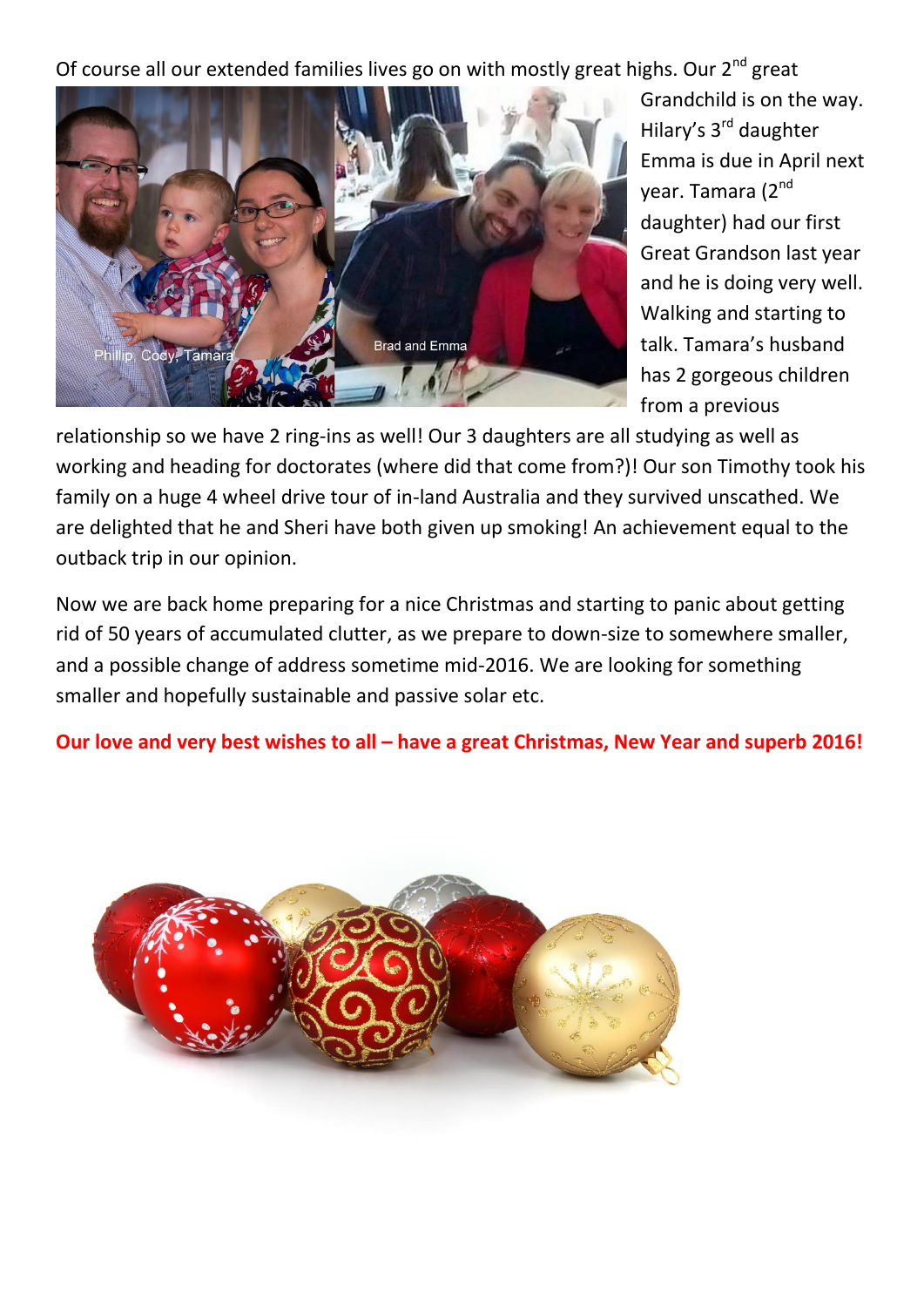Of course all our extended families lives go on with mostly great highs. Our 2nd great Grandchild is on the way. Hilary's 3rd daughter Emma is due in April next year. Tamara (2nd daughter) had our first Great Grandson last year and he is doing very well. Walking and starting to talk. Tamara's husband has 2 gorgeous children from a previous relationship so we have 2 ring-ins as well! Our 3 daughters are all studying as well as working and heading for doctorates (where did that come from?)! Our son Timothy took his family on a huge 4 wheel drive tour of in-land Australia and they survived unscathed. We are delighted that he and Sheri have both given up smoking! An achievement equal to the outback trip in our opinion.

Phillip, Cody, Tamara

Brad and Emma

Now we are back home preparing for a nice Christmas and starting to panic about getting rid of 50 years of accumulated clutter, as we prepare to down-size to somewhere smaller, and a possible change of address sometime mid-2016. We are looking for something smaller and hopefully sustainable and passive solar etc.

**Our love and very best wishes to all – have a great Christmas, New Year and superb 2016!**